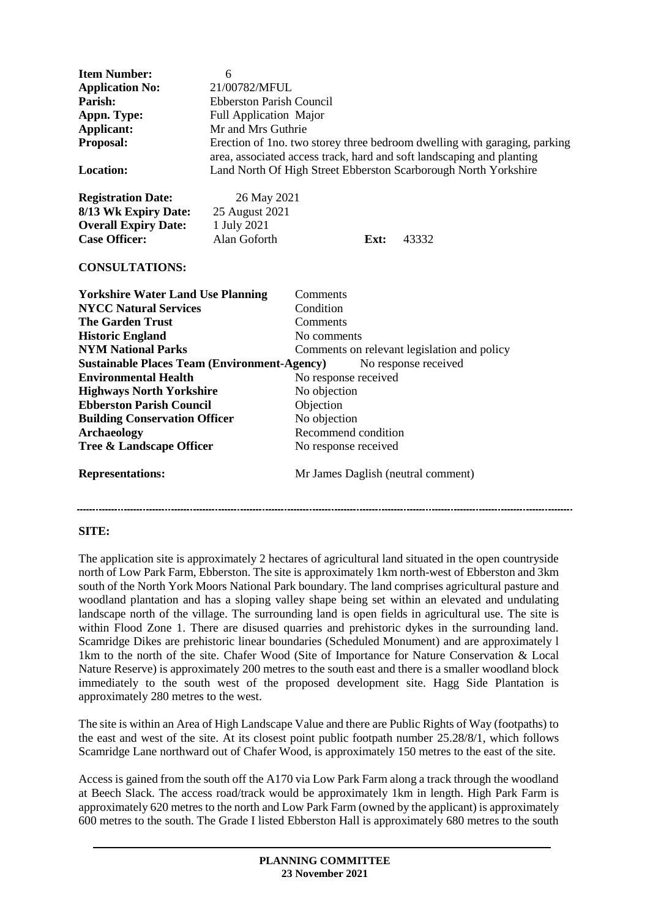| | |
|---|---|
| **Item Number:** | 6 |
| **Application No:** | 21/00782/MFUL |
| **Parish:** | Ebberston Parish Council |
| **Appn. Type:** | Full Application Major |
| **Applicant:** | Mr and Mrs Guthrie |
| **Proposal:** | Erection of 1no. two storey three bedroom dwelling with garaging, parking area, associated access track, hard and soft landscaping and planting |
| **Location:** | Land North Of High Street Ebberston Scarborough North Yorkshire |

| | | | |
|---|---|---|---|
| **Registration Date:** | 26 May 2021 | | |
| **8/13 Wk Expiry Date:** | 25 August 2021 | | |
| **Overall Expiry Date:** | 1 July 2021 | | |
| **Case Officer:** | Alan Goforth | **Ext:** | 43332 |

**CONSULTATIONS:**

| | |
|---|---|
| **Yorkshire Water Land Use Planning** | Comments |
| **NYCC Natural Services** | Condition |
| **The Garden Trust** | Comments |
| **Historic England** | No comments |
| **NYM National Parks** | Comments on relevant legislation and policy |
| **Sustainable Places Team (Environment-Agency)** | No response received |
| **Environmental Health** | No response received |
| **Highways North Yorkshire** | No objection |
| **Ebberston Parish Council** | Objection |
| **Building Conservation Officer** | No objection |
| **Archaeology** | Recommend condition |
| **Tree & Landscape Officer** | No response received |

| | |
|---|---|
| **Representations:** | Mr James Daglish (neutral comment) |

---

**SITE:**

The application site is approximately 2 hectares of agricultural land situated in the open countryside north of Low Park Farm, Ebberston. The site is approximately 1km north-west of Ebberston and 3km south of the North York Moors National Park boundary. The land comprises agricultural pasture and woodland plantation and has a sloping valley shape being set within an elevated and undulating landscape north of the village. The surrounding land is open fields in agricultural use. The site is within Flood Zone 1. There are disused quarries and prehistoric dykes in the surrounding land. Scamridge Dikes are prehistoric linear boundaries (Scheduled Monument) and are approximately l 1km to the north of the site. Chafer Wood (Site of Importance for Nature Conservation & Local Nature Reserve) is approximately 200 metres to the south east and there is a smaller woodland block immediately to the south west of the proposed development site. Hagg Side Plantation is approximately 280 metres to the west.

The site is within an Area of High Landscape Value and there are Public Rights of Way (footpaths) to the east and west of the site. At its closest point public footpath number 25.28/8/1, which follows Scamridge Lane northward out of Chafer Wood, is approximately 150 metres to the east of the site.

Access is gained from the south off the A170 via Low Park Farm along a track through the woodland at Beech Slack. The access road/track would be approximately 1km in length. High Park Farm is approximately 620 metres to the north and Low Park Farm (owned by the applicant) is approximately 600 metres to the south. The Grade I listed Ebberston Hall is approximately 680 metres to the south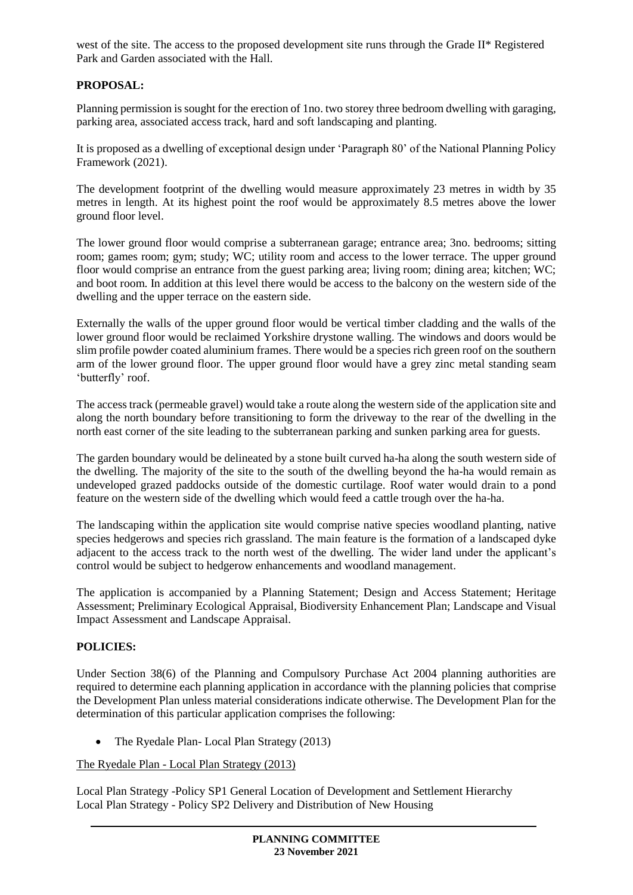west of the site. The access to the proposed development site runs through the Grade II* Registered Park and Garden associated with the Hall.

**PROPOSAL:**

Planning permission is sought for the erection of 1no. two storey three bedroom dwelling with garaging, parking area, associated access track, hard and soft landscaping and planting.

It is proposed as a dwelling of exceptional design under 'Paragraph 80' of the National Planning Policy Framework (2021).

The development footprint of the dwelling would measure approximately 23 metres in width by 35 metres in length. At its highest point the roof would be approximately 8.5 metres above the lower ground floor level.

The lower ground floor would comprise a subterranean garage; entrance area; 3no. bedrooms; sitting room; games room; gym; study; WC; utility room and access to the lower terrace. The upper ground floor would comprise an entrance from the guest parking area; living room; dining area; kitchen; WC; and boot room. In addition at this level there would be access to the balcony on the western side of the dwelling and the upper terrace on the eastern side.

Externally the walls of the upper ground floor would be vertical timber cladding and the walls of the lower ground floor would be reclaimed Yorkshire drystone walling. The windows and doors would be slim profile powder coated aluminium frames. There would be a species rich green roof on the southern arm of the lower ground floor. The upper ground floor would have a grey zinc metal standing seam 'butterfly' roof.

The access track (permeable gravel) would take a route along the western side of the application site and along the north boundary before transitioning to form the driveway to the rear of the dwelling in the north east corner of the site leading to the subterranean parking and sunken parking area for guests.

The garden boundary would be delineated by a stone built curved ha-ha along the south western side of the dwelling. The majority of the site to the south of the dwelling beyond the ha-ha would remain as undeveloped grazed paddocks outside of the domestic curtilage. Roof water would drain to a pond feature on the western side of the dwelling which would feed a cattle trough over the ha-ha.

The landscaping within the application site would comprise native species woodland planting, native species hedgerows and species rich grassland. The main feature is the formation of a landscaped dyke adjacent to the access track to the north west of the dwelling. The wider land under the applicant's control would be subject to hedgerow enhancements and woodland management.

The application is accompanied by a Planning Statement; Design and Access Statement; Heritage Assessment; Preliminary Ecological Appraisal, Biodiversity Enhancement Plan; Landscape and Visual Impact Assessment and Landscape Appraisal.

**POLICIES:**

Under Section 38(6) of the Planning and Compulsory Purchase Act 2004 planning authorities are required to determine each planning application in accordance with the planning policies that comprise the Development Plan unless material considerations indicate otherwise. The Development Plan for the determination of this particular application comprises the following:

- The Ryedale Plan- Local Plan Strategy (2013)

The Ryedale Plan - Local Plan Strategy (2013)

Local Plan Strategy -Policy SP1 General Location of Development and Settlement Hierarchy
Local Plan Strategy - Policy SP2 Delivery and Distribution of New Housing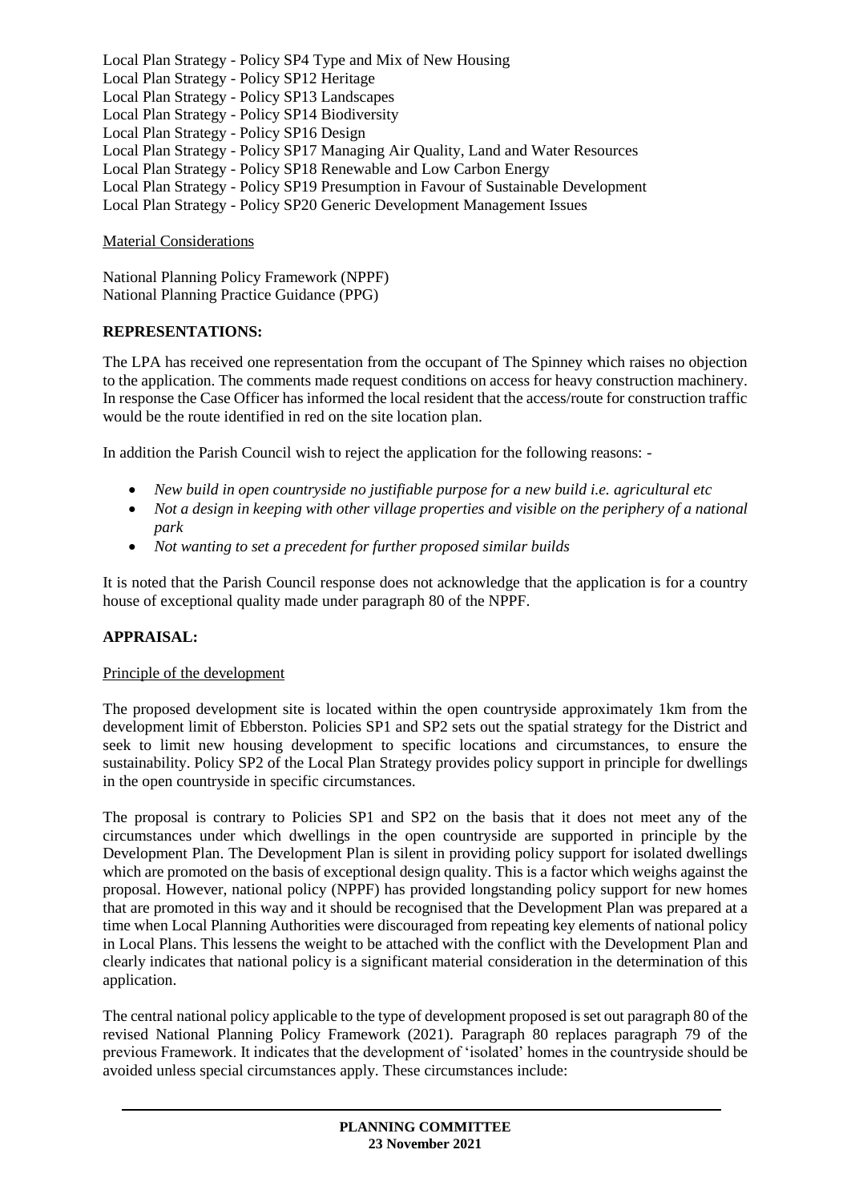Local Plan Strategy - Policy SP4 Type and Mix of New Housing
Local Plan Strategy - Policy SP12 Heritage
Local Plan Strategy - Policy SP13 Landscapes
Local Plan Strategy - Policy SP14 Biodiversity
Local Plan Strategy - Policy SP16 Design
Local Plan Strategy - Policy SP17 Managing Air Quality, Land and Water Resources
Local Plan Strategy - Policy SP18 Renewable and Low Carbon Energy
Local Plan Strategy - Policy SP19 Presumption in Favour of Sustainable Development
Local Plan Strategy - Policy SP20 Generic Development Management Issues

Material Considerations

National Planning Policy Framework (NPPF)
National Planning Practice Guidance (PPG)

**REPRESENTATIONS:**

The LPA has received one representation from the occupant of The Spinney which raises no objection to the application. The comments made request conditions on access for heavy construction machinery. In response the Case Officer has informed the local resident that the access/route for construction traffic would be the route identified in red on the site location plan.

In addition the Parish Council wish to reject the application for the following reasons: -

- *New build in open countryside no justifiable purpose for a new build i.e. agricultural etc*
- *Not a design in keeping with other village properties and visible on the periphery of a national park*
- *Not wanting to set a precedent for further proposed similar builds*

It is noted that the Parish Council response does not acknowledge that the application is for a country house of exceptional quality made under paragraph 80 of the NPPF.

**APPRAISAL:**

Principle of the development

The proposed development site is located within the open countryside approximately 1km from the development limit of Ebberston. Policies SP1 and SP2 sets out the spatial strategy for the District and seek to limit new housing development to specific locations and circumstances, to ensure the sustainability. Policy SP2 of the Local Plan Strategy provides policy support in principle for dwellings in the open countryside in specific circumstances.

The proposal is contrary to Policies SP1 and SP2 on the basis that it does not meet any of the circumstances under which dwellings in the open countryside are supported in principle by the Development Plan. The Development Plan is silent in providing policy support for isolated dwellings which are promoted on the basis of exceptional design quality. This is a factor which weighs against the proposal. However, national policy (NPPF) has provided longstanding policy support for new homes that are promoted in this way and it should be recognised that the Development Plan was prepared at a time when Local Planning Authorities were discouraged from repeating key elements of national policy in Local Plans. This lessens the weight to be attached with the conflict with the Development Plan and clearly indicates that national policy is a significant material consideration in the determination of this application.

The central national policy applicable to the type of development proposed is set out paragraph 80 of the revised National Planning Policy Framework (2021). Paragraph 80 replaces paragraph 79 of the previous Framework. It indicates that the development of 'isolated' homes in the countryside should be avoided unless special circumstances apply. These circumstances include: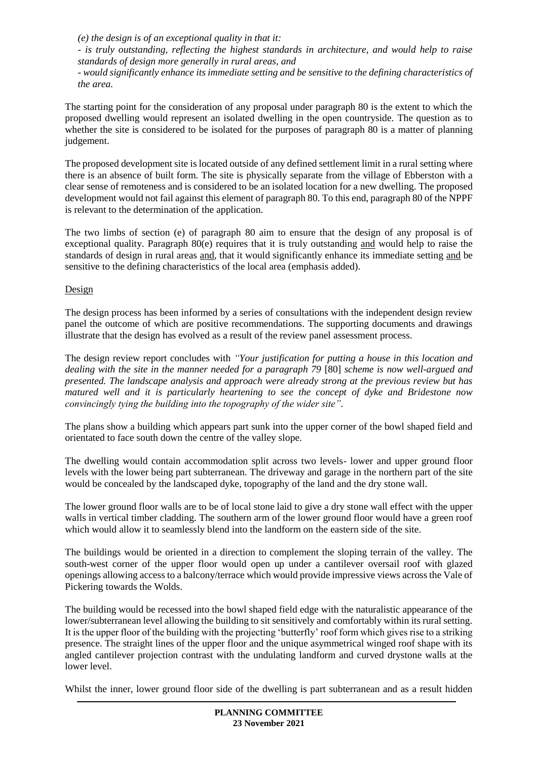*(e) the design is of an exceptional quality in that it:*

*- is truly outstanding, reflecting the highest standards in architecture, and would help to raise standards of design more generally in rural areas, and*

*- would significantly enhance its immediate setting and be sensitive to the defining characteristics of the area.*

The starting point for the consideration of any proposal under paragraph 80 is the extent to which the proposed dwelling would represent an isolated dwelling in the open countryside. The question as to whether the site is considered to be isolated for the purposes of paragraph 80 is a matter of planning judgement.

The proposed development site is located outside of any defined settlement limit in a rural setting where there is an absence of built form. The site is physically separate from the village of Ebberston with a clear sense of remoteness and is considered to be an isolated location for a new dwelling. The proposed development would not fail against this element of paragraph 80. To this end, paragraph 80 of the NPPF is relevant to the determination of the application.

The two limbs of section (e) of paragraph 80 aim to ensure that the design of any proposal is of exceptional quality. Paragraph 80(e) requires that it is truly outstanding <u>and</u> would help to raise the standards of design in rural areas <u>and</u>, that it would significantly enhance its immediate setting <u>and</u> be sensitive to the defining characteristics of the local area (emphasis added).

<u>Design</u>

The design process has been informed by a series of consultations with the independent design review panel the outcome of which are positive recommendations. The supporting documents and drawings illustrate that the design has evolved as a result of the review panel assessment process.

The design review report concludes with *"Your justification for putting a house in this location and dealing with the site in the manner needed for a paragraph 79* [80] *scheme is now well-argued and presented. The landscape analysis and approach were already strong at the previous review but has matured well and it is particularly heartening to see the concept of dyke and Bridestone now convincingly tying the building into the topography of the wider site".*

The plans show a building which appears part sunk into the upper corner of the bowl shaped field and orientated to face south down the centre of the valley slope.

The dwelling would contain accommodation split across two levels- lower and upper ground floor levels with the lower being part subterranean. The driveway and garage in the northern part of the site would be concealed by the landscaped dyke, topography of the land and the dry stone wall.

The lower ground floor walls are to be of local stone laid to give a dry stone wall effect with the upper walls in vertical timber cladding. The southern arm of the lower ground floor would have a green roof which would allow it to seamlessly blend into the landform on the eastern side of the site.

The buildings would be oriented in a direction to complement the sloping terrain of the valley. The south-west corner of the upper floor would open up under a cantilever oversail roof with glazed openings allowing access to a balcony/terrace which would provide impressive views across the Vale of Pickering towards the Wolds.

The building would be recessed into the bowl shaped field edge with the naturalistic appearance of the lower/subterranean level allowing the building to sit sensitively and comfortably within its rural setting. It is the upper floor of the building with the projecting 'butterfly' roof form which gives rise to a striking presence. The straight lines of the upper floor and the unique asymmetrical winged roof shape with its angled cantilever projection contrast with the undulating landform and curved drystone walls at the lower level.

Whilst the inner, lower ground floor side of the dwelling is part subterranean and as a result hidden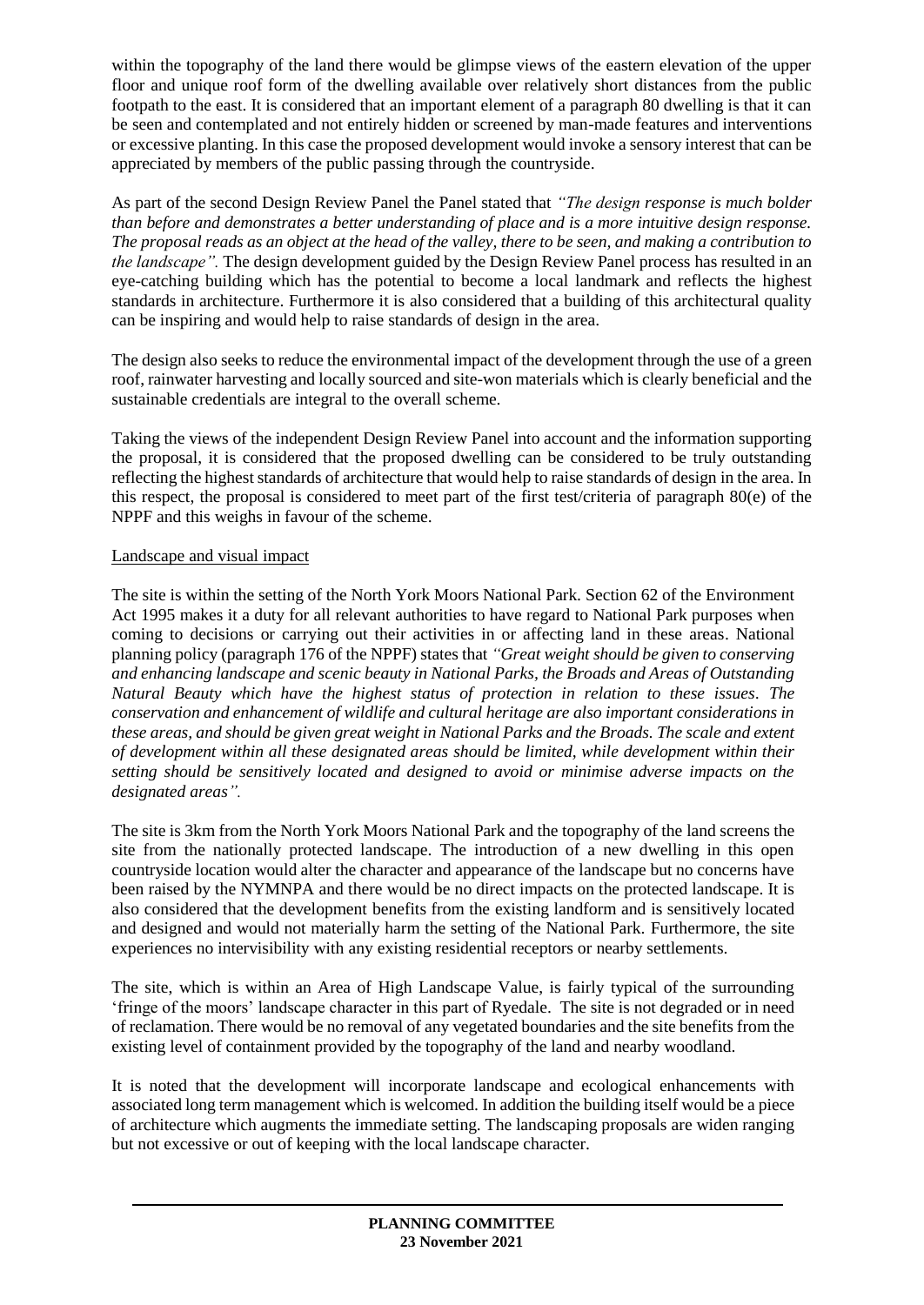within the topography of the land there would be glimpse views of the eastern elevation of the upper floor and unique roof form of the dwelling available over relatively short distances from the public footpath to the east. It is considered that an important element of a paragraph 80 dwelling is that it can be seen and contemplated and not entirely hidden or screened by man-made features and interventions or excessive planting. In this case the proposed development would invoke a sensory interest that can be appreciated by members of the public passing through the countryside.

As part of the second Design Review Panel the Panel stated that *"The design response is much bolder than before and demonstrates a better understanding of place and is a more intuitive design response. The proposal reads as an object at the head of the valley, there to be seen, and making a contribution to the landscape".* The design development guided by the Design Review Panel process has resulted in an eye-catching building which has the potential to become a local landmark and reflects the highest standards in architecture. Furthermore it is also considered that a building of this architectural quality can be inspiring and would help to raise standards of design in the area.

The design also seeks to reduce the environmental impact of the development through the use of a green roof, rainwater harvesting and locally sourced and site-won materials which is clearly beneficial and the sustainable credentials are integral to the overall scheme.

Taking the views of the independent Design Review Panel into account and the information supporting the proposal, it is considered that the proposed dwelling can be considered to be truly outstanding reflecting the highest standards of architecture that would help to raise standards of design in the area. In this respect, the proposal is considered to meet part of the first test/criteria of paragraph 80(e) of the NPPF and this weighs in favour of the scheme.

Landscape and visual impact

The site is within the setting of the North York Moors National Park. Section 62 of the Environment Act 1995 makes it a duty for all relevant authorities to have regard to National Park purposes when coming to decisions or carrying out their activities in or affecting land in these areas. National planning policy (paragraph 176 of the NPPF) states that *"Great weight should be given to conserving and enhancing landscape and scenic beauty in National Parks, the Broads and Areas of Outstanding Natural Beauty which have the highest status of protection in relation to these issues. The conservation and enhancement of wildlife and cultural heritage are also important considerations in these areas, and should be given great weight in National Parks and the Broads. The scale and extent of development within all these designated areas should be limited, while development within their setting should be sensitively located and designed to avoid or minimise adverse impacts on the designated areas".*

The site is 3km from the North York Moors National Park and the topography of the land screens the site from the nationally protected landscape. The introduction of a new dwelling in this open countryside location would alter the character and appearance of the landscape but no concerns have been raised by the NYMNPA and there would be no direct impacts on the protected landscape. It is also considered that the development benefits from the existing landform and is sensitively located and designed and would not materially harm the setting of the National Park. Furthermore, the site experiences no intervisibility with any existing residential receptors or nearby settlements.

The site, which is within an Area of High Landscape Value, is fairly typical of the surrounding 'fringe of the moors' landscape character in this part of Ryedale. The site is not degraded or in need of reclamation. There would be no removal of any vegetated boundaries and the site benefits from the existing level of containment provided by the topography of the land and nearby woodland.

It is noted that the development will incorporate landscape and ecological enhancements with associated long term management which is welcomed. In addition the building itself would be a piece of architecture which augments the immediate setting. The landscaping proposals are widen ranging but not excessive or out of keeping with the local landscape character.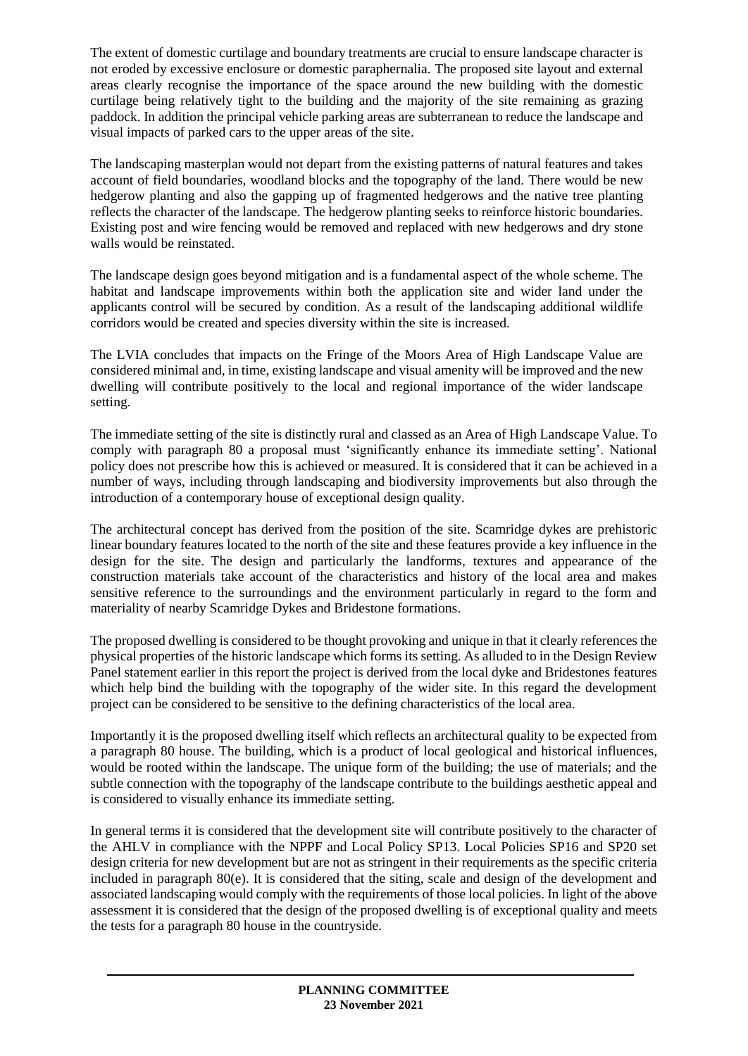The extent of domestic curtilage and boundary treatments are crucial to ensure landscape character is not eroded by excessive enclosure or domestic paraphernalia. The proposed site layout and external areas clearly recognise the importance of the space around the new building with the domestic curtilage being relatively tight to the building and the majority of the site remaining as grazing paddock. In addition the principal vehicle parking areas are subterranean to reduce the landscape and visual impacts of parked cars to the upper areas of the site.

The landscaping masterplan would not depart from the existing patterns of natural features and takes account of field boundaries, woodland blocks and the topography of the land. There would be new hedgerow planting and also the gapping up of fragmented hedgerows and the native tree planting reflects the character of the landscape. The hedgerow planting seeks to reinforce historic boundaries. Existing post and wire fencing would be removed and replaced with new hedgerows and dry stone walls would be reinstated.

The landscape design goes beyond mitigation and is a fundamental aspect of the whole scheme. The habitat and landscape improvements within both the application site and wider land under the applicants control will be secured by condition. As a result of the landscaping additional wildlife corridors would be created and species diversity within the site is increased.

The LVIA concludes that impacts on the Fringe of the Moors Area of High Landscape Value are considered minimal and, in time, existing landscape and visual amenity will be improved and the new dwelling will contribute positively to the local and regional importance of the wider landscape setting.

The immediate setting of the site is distinctly rural and classed as an Area of High Landscape Value. To comply with paragraph 80 a proposal must 'significantly enhance its immediate setting'. National policy does not prescribe how this is achieved or measured. It is considered that it can be achieved in a number of ways, including through landscaping and biodiversity improvements but also through the introduction of a contemporary house of exceptional design quality.

The architectural concept has derived from the position of the site. Scamridge dykes are prehistoric linear boundary features located to the north of the site and these features provide a key influence in the design for the site. The design and particularly the landforms, textures and appearance of the construction materials take account of the characteristics and history of the local area and makes sensitive reference to the surroundings and the environment particularly in regard to the form and materiality of nearby Scamridge Dykes and Bridestone formations.

The proposed dwelling is considered to be thought provoking and unique in that it clearly references the physical properties of the historic landscape which forms its setting. As alluded to in the Design Review Panel statement earlier in this report the project is derived from the local dyke and Bridestones features which help bind the building with the topography of the wider site. In this regard the development project can be considered to be sensitive to the defining characteristics of the local area.

Importantly it is the proposed dwelling itself which reflects an architectural quality to be expected from a paragraph 80 house. The building, which is a product of local geological and historical influences, would be rooted within the landscape. The unique form of the building; the use of materials; and the subtle connection with the topography of the landscape contribute to the buildings aesthetic appeal and is considered to visually enhance its immediate setting.

In general terms it is considered that the development site will contribute positively to the character of the AHLV in compliance with the NPPF and Local Policy SP13. Local Policies SP16 and SP20 set design criteria for new development but are not as stringent in their requirements as the specific criteria included in paragraph 80(e). It is considered that the siting, scale and design of the development and associated landscaping would comply with the requirements of those local policies. In light of the above assessment it is considered that the design of the proposed dwelling is of exceptional quality and meets the tests for a paragraph 80 house in the countryside.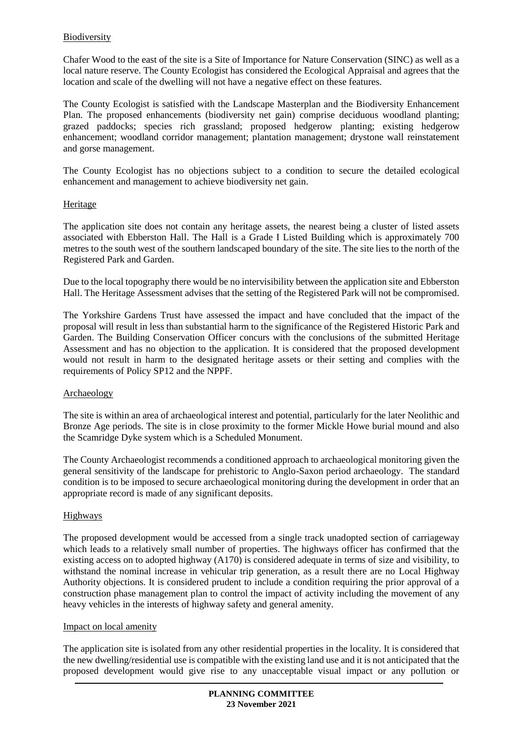Biodiversity

Chafer Wood to the east of the site is a Site of Importance for Nature Conservation (SINC) as well as a local nature reserve. The County Ecologist has considered the Ecological Appraisal and agrees that the location and scale of the dwelling will not have a negative effect on these features.

The County Ecologist is satisfied with the Landscape Masterplan and the Biodiversity Enhancement Plan. The proposed enhancements (biodiversity net gain) comprise deciduous woodland planting; grazed paddocks; species rich grassland; proposed hedgerow planting; existing hedgerow enhancement; woodland corridor management; plantation management; drystone wall reinstatement and gorse management.

The County Ecologist has no objections subject to a condition to secure the detailed ecological enhancement and management to achieve biodiversity net gain.

Heritage

The application site does not contain any heritage assets, the nearest being a cluster of listed assets associated with Ebberston Hall. The Hall is a Grade I Listed Building which is approximately 700 metres to the south west of the southern landscaped boundary of the site. The site lies to the north of the Registered Park and Garden.

Due to the local topography there would be no intervisibility between the application site and Ebberston Hall. The Heritage Assessment advises that the setting of the Registered Park will not be compromised.

The Yorkshire Gardens Trust have assessed the impact and have concluded that the impact of the proposal will result in less than substantial harm to the significance of the Registered Historic Park and Garden. The Building Conservation Officer concurs with the conclusions of the submitted Heritage Assessment and has no objection to the application. It is considered that the proposed development would not result in harm to the designated heritage assets or their setting and complies with the requirements of Policy SP12 and the NPPF.

Archaeology

The site is within an area of archaeological interest and potential, particularly for the later Neolithic and Bronze Age periods. The site is in close proximity to the former Mickle Howe burial mound and also the Scamridge Dyke system which is a Scheduled Monument.

The County Archaeologist recommends a conditioned approach to archaeological monitoring given the general sensitivity of the landscape for prehistoric to Anglo-Saxon period archaeology. The standard condition is to be imposed to secure archaeological monitoring during the development in order that an appropriate record is made of any significant deposits.

Highways

The proposed development would be accessed from a single track unadopted section of carriageway which leads to a relatively small number of properties. The highways officer has confirmed that the existing access on to adopted highway (A170) is considered adequate in terms of size and visibility, to withstand the nominal increase in vehicular trip generation, as a result there are no Local Highway Authority objections. It is considered prudent to include a condition requiring the prior approval of a construction phase management plan to control the impact of activity including the movement of any heavy vehicles in the interests of highway safety and general amenity.

Impact on local amenity

The application site is isolated from any other residential properties in the locality. It is considered that the new dwelling/residential use is compatible with the existing land use and it is not anticipated that the proposed development would give rise to any unacceptable visual impact or any pollution or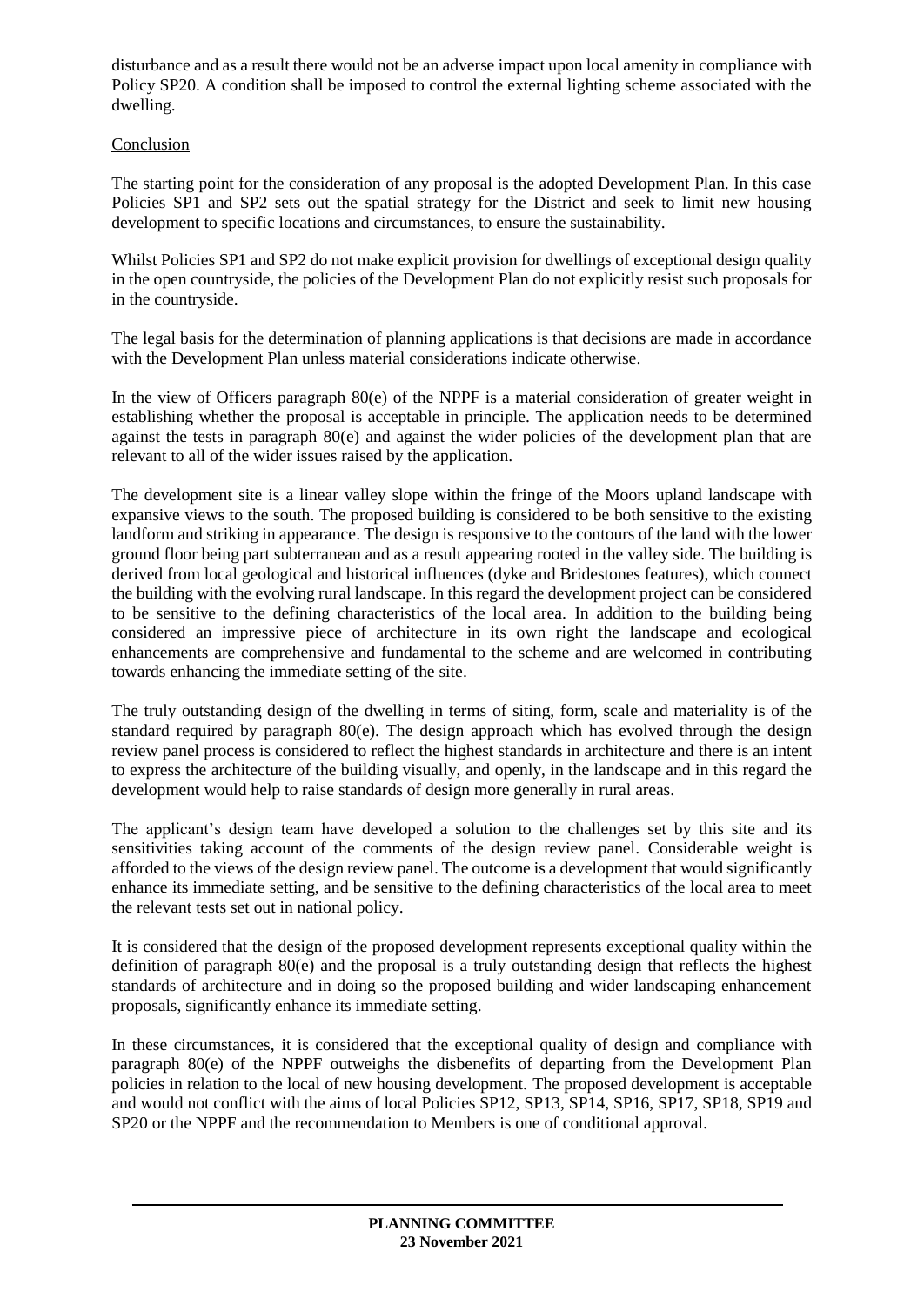disturbance and as a result there would not be an adverse impact upon local amenity in compliance with Policy SP20. A condition shall be imposed to control the external lighting scheme associated with the dwelling.

Conclusion

The starting point for the consideration of any proposal is the adopted Development Plan. In this case Policies SP1 and SP2 sets out the spatial strategy for the District and seek to limit new housing development to specific locations and circumstances, to ensure the sustainability.

Whilst Policies SP1 and SP2 do not make explicit provision for dwellings of exceptional design quality in the open countryside, the policies of the Development Plan do not explicitly resist such proposals for in the countryside.

The legal basis for the determination of planning applications is that decisions are made in accordance with the Development Plan unless material considerations indicate otherwise.

In the view of Officers paragraph 80(e) of the NPPF is a material consideration of greater weight in establishing whether the proposal is acceptable in principle. The application needs to be determined against the tests in paragraph 80(e) and against the wider policies of the development plan that are relevant to all of the wider issues raised by the application.

The development site is a linear valley slope within the fringe of the Moors upland landscape with expansive views to the south. The proposed building is considered to be both sensitive to the existing landform and striking in appearance. The design is responsive to the contours of the land with the lower ground floor being part subterranean and as a result appearing rooted in the valley side. The building is derived from local geological and historical influences (dyke and Bridestones features), which connect the building with the evolving rural landscape. In this regard the development project can be considered to be sensitive to the defining characteristics of the local area. In addition to the building being considered an impressive piece of architecture in its own right the landscape and ecological enhancements are comprehensive and fundamental to the scheme and are welcomed in contributing towards enhancing the immediate setting of the site.

The truly outstanding design of the dwelling in terms of siting, form, scale and materiality is of the standard required by paragraph 80(e). The design approach which has evolved through the design review panel process is considered to reflect the highest standards in architecture and there is an intent to express the architecture of the building visually, and openly, in the landscape and in this regard the development would help to raise standards of design more generally in rural areas.

The applicant's design team have developed a solution to the challenges set by this site and its sensitivities taking account of the comments of the design review panel. Considerable weight is afforded to the views of the design review panel. The outcome is a development that would significantly enhance its immediate setting, and be sensitive to the defining characteristics of the local area to meet the relevant tests set out in national policy.

It is considered that the design of the proposed development represents exceptional quality within the definition of paragraph 80(e) and the proposal is a truly outstanding design that reflects the highest standards of architecture and in doing so the proposed building and wider landscaping enhancement proposals, significantly enhance its immediate setting.

In these circumstances, it is considered that the exceptional quality of design and compliance with paragraph 80(e) of the NPPF outweighs the disbenefits of departing from the Development Plan policies in relation to the local of new housing development. The proposed development is acceptable and would not conflict with the aims of local Policies SP12, SP13, SP14, SP16, SP17, SP18, SP19 and SP20 or the NPPF and the recommendation to Members is one of conditional approval.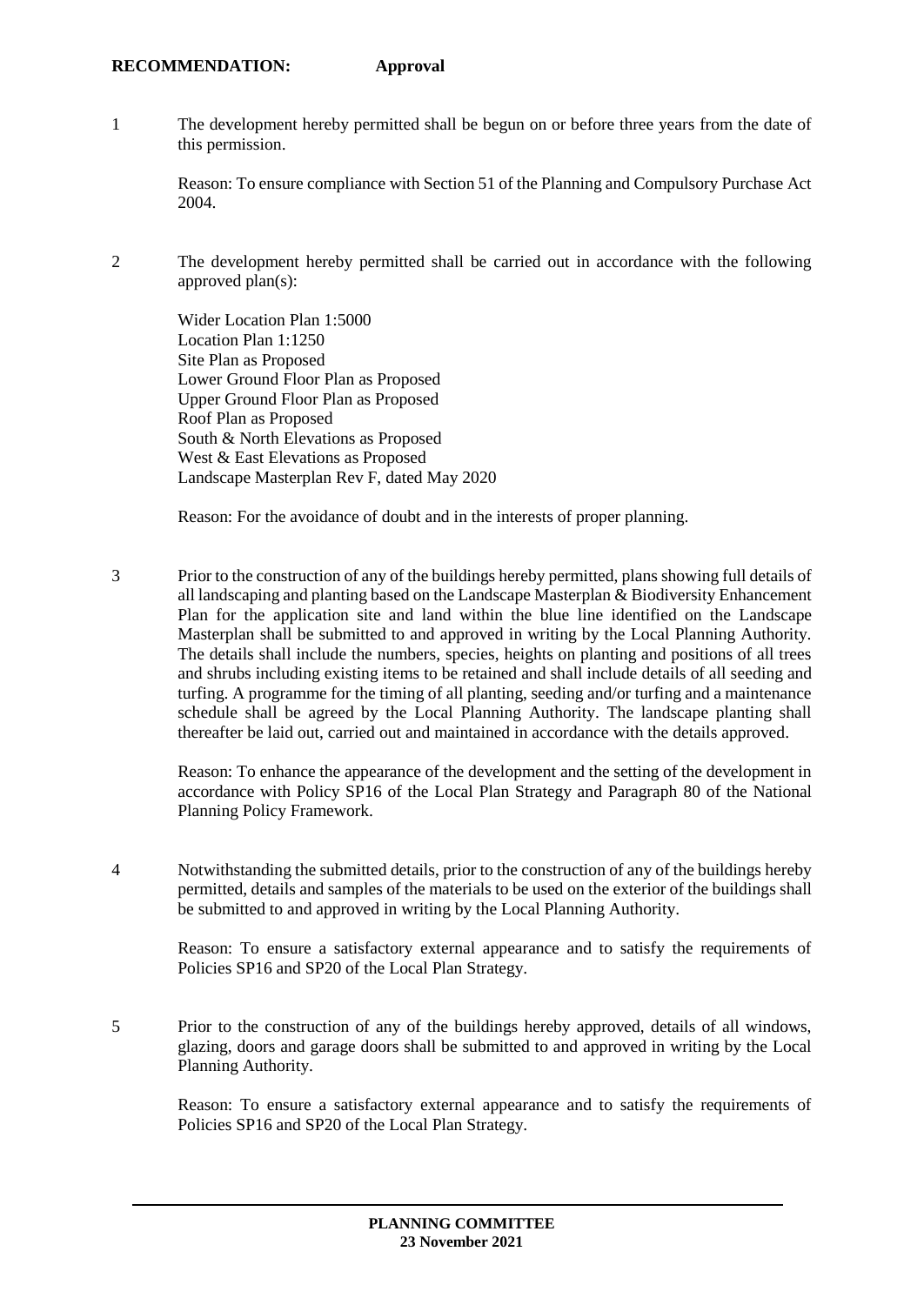**RECOMMENDATION: Approval**

1 The development hereby permitted shall be begun on or before three years from the date of this permission.

Reason: To ensure compliance with Section 51 of the Planning and Compulsory Purchase Act 2004.

2 The development hereby permitted shall be carried out in accordance with the following approved plan(s):

Wider Location Plan 1:5000
Location Plan 1:1250
Site Plan as Proposed
Lower Ground Floor Plan as Proposed
Upper Ground Floor Plan as Proposed
Roof Plan as Proposed
South & North Elevations as Proposed
West & East Elevations as Proposed
Landscape Masterplan Rev F, dated May 2020

Reason: For the avoidance of doubt and in the interests of proper planning.

3 Prior to the construction of any of the buildings hereby permitted, plans showing full details of all landscaping and planting based on the Landscape Masterplan & Biodiversity Enhancement Plan for the application site and land within the blue line identified on the Landscape Masterplan shall be submitted to and approved in writing by the Local Planning Authority. The details shall include the numbers, species, heights on planting and positions of all trees and shrubs including existing items to be retained and shall include details of all seeding and turfing. A programme for the timing of all planting, seeding and/or turfing and a maintenance schedule shall be agreed by the Local Planning Authority. The landscape planting shall thereafter be laid out, carried out and maintained in accordance with the details approved.

Reason: To enhance the appearance of the development and the setting of the development in accordance with Policy SP16 of the Local Plan Strategy and Paragraph 80 of the National Planning Policy Framework.

4 Notwithstanding the submitted details, prior to the construction of any of the buildings hereby permitted, details and samples of the materials to be used on the exterior of the buildings shall be submitted to and approved in writing by the Local Planning Authority.

Reason: To ensure a satisfactory external appearance and to satisfy the requirements of Policies SP16 and SP20 of the Local Plan Strategy.

5 Prior to the construction of any of the buildings hereby approved, details of all windows, glazing, doors and garage doors shall be submitted to and approved in writing by the Local Planning Authority.

Reason: To ensure a satisfactory external appearance and to satisfy the requirements of Policies SP16 and SP20 of the Local Plan Strategy.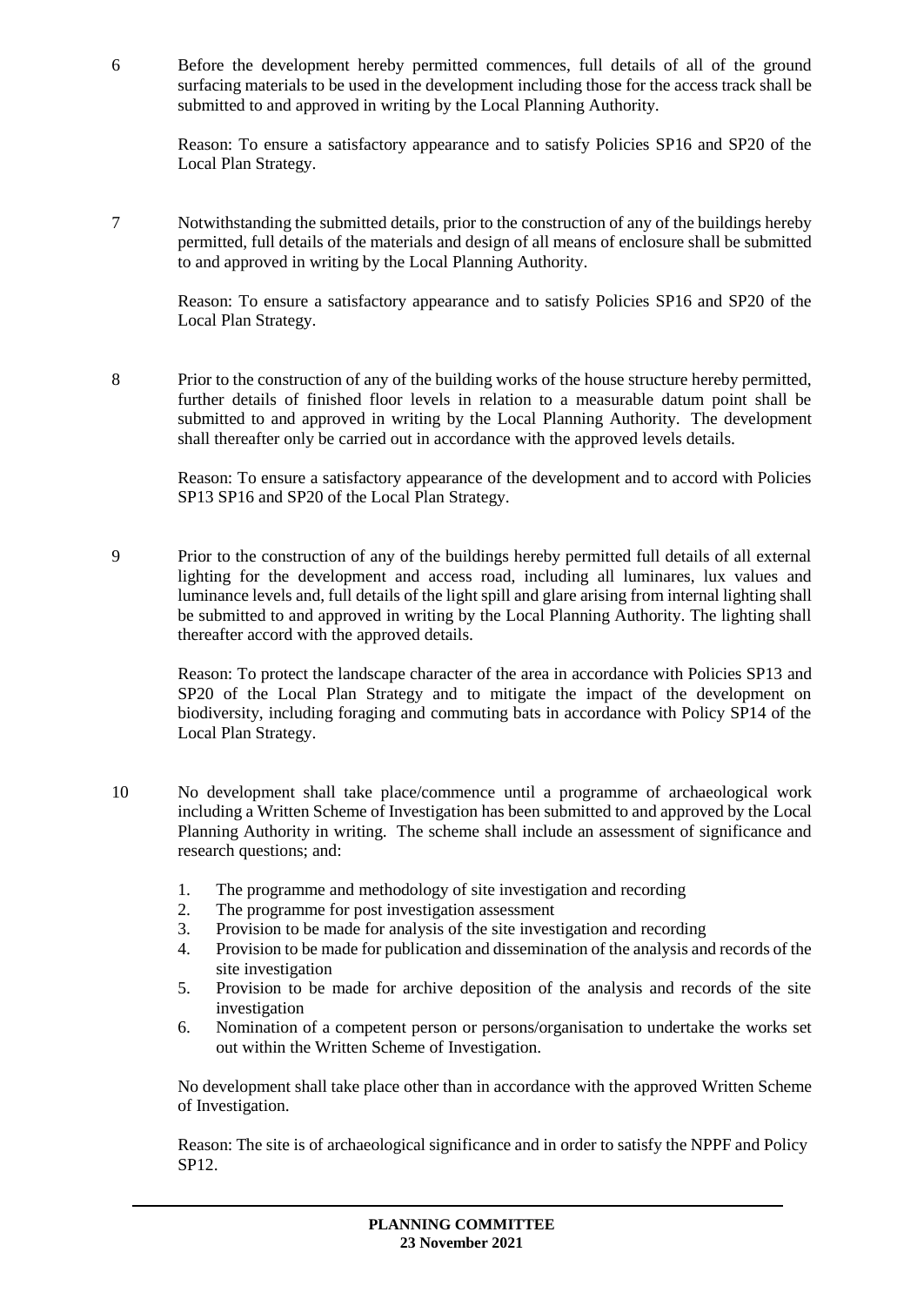6 Before the development hereby permitted commences, full details of all of the ground surfacing materials to be used in the development including those for the access track shall be submitted to and approved in writing by the Local Planning Authority.

Reason: To ensure a satisfactory appearance and to satisfy Policies SP16 and SP20 of the Local Plan Strategy.

7 Notwithstanding the submitted details, prior to the construction of any of the buildings hereby permitted, full details of the materials and design of all means of enclosure shall be submitted to and approved in writing by the Local Planning Authority.

Reason: To ensure a satisfactory appearance and to satisfy Policies SP16 and SP20 of the Local Plan Strategy.

8 Prior to the construction of any of the building works of the house structure hereby permitted, further details of finished floor levels in relation to a measurable datum point shall be submitted to and approved in writing by the Local Planning Authority. The development shall thereafter only be carried out in accordance with the approved levels details.

Reason: To ensure a satisfactory appearance of the development and to accord with Policies SP13 SP16 and SP20 of the Local Plan Strategy.

9 Prior to the construction of any of the buildings hereby permitted full details of all external lighting for the development and access road, including all luminares, lux values and luminance levels and, full details of the light spill and glare arising from internal lighting shall be submitted to and approved in writing by the Local Planning Authority. The lighting shall thereafter accord with the approved details.

Reason: To protect the landscape character of the area in accordance with Policies SP13 and SP20 of the Local Plan Strategy and to mitigate the impact of the development on biodiversity, including foraging and commuting bats in accordance with Policy SP14 of the Local Plan Strategy.

10 No development shall take place/commence until a programme of archaeological work including a Written Scheme of Investigation has been submitted to and approved by the Local Planning Authority in writing. The scheme shall include an assessment of significance and research questions; and:

1. The programme and methodology of site investigation and recording
2. The programme for post investigation assessment
3. Provision to be made for analysis of the site investigation and recording
4. Provision to be made for publication and dissemination of the analysis and records of the site investigation
5. Provision to be made for archive deposition of the analysis and records of the site investigation
6. Nomination of a competent person or persons/organisation to undertake the works set out within the Written Scheme of Investigation.

No development shall take place other than in accordance with the approved Written Scheme of Investigation.

Reason: The site is of archaeological significance and in order to satisfy the NPPF and Policy SP12.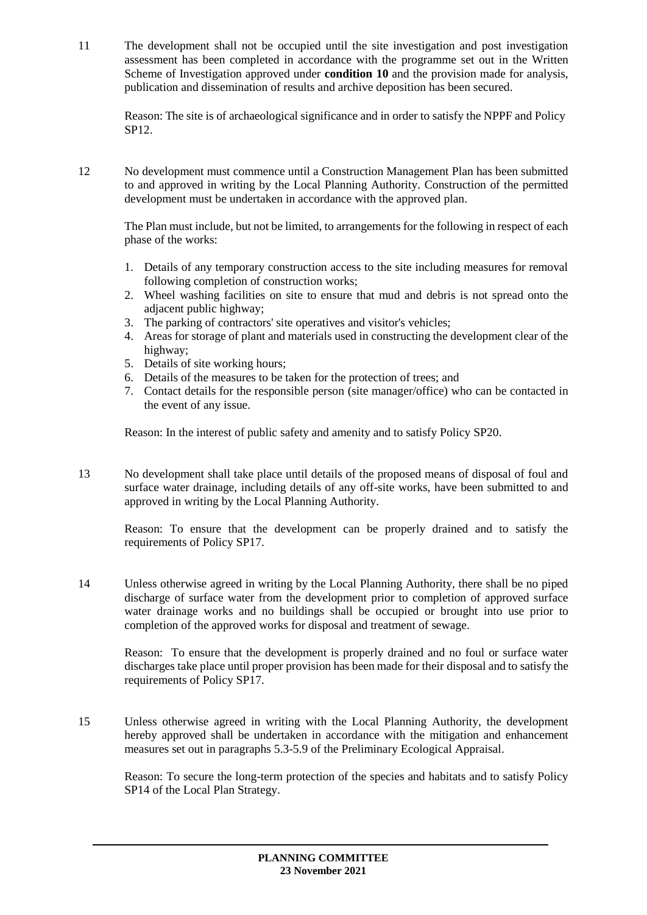11 The development shall not be occupied until the site investigation and post investigation assessment has been completed in accordance with the programme set out in the Written Scheme of Investigation approved under **condition 10** and the provision made for analysis, publication and dissemination of results and archive deposition has been secured.

Reason: The site is of archaeological significance and in order to satisfy the NPPF and Policy SP12.

12 No development must commence until a Construction Management Plan has been submitted to and approved in writing by the Local Planning Authority. Construction of the permitted development must be undertaken in accordance with the approved plan.

The Plan must include, but not be limited, to arrangements for the following in respect of each phase of the works:

1. Details of any temporary construction access to the site including measures for removal following completion of construction works;
2. Wheel washing facilities on site to ensure that mud and debris is not spread onto the adjacent public highway;
3. The parking of contractors' site operatives and visitor's vehicles;
4. Areas for storage of plant and materials used in constructing the development clear of the highway;
5. Details of site working hours;
6. Details of the measures to be taken for the protection of trees; and
7. Contact details for the responsible person (site manager/office) who can be contacted in the event of any issue.

Reason: In the interest of public safety and amenity and to satisfy Policy SP20.

13 No development shall take place until details of the proposed means of disposal of foul and surface water drainage, including details of any off-site works, have been submitted to and approved in writing by the Local Planning Authority.

Reason: To ensure that the development can be properly drained and to satisfy the requirements of Policy SP17.

14 Unless otherwise agreed in writing by the Local Planning Authority, there shall be no piped discharge of surface water from the development prior to completion of approved surface water drainage works and no buildings shall be occupied or brought into use prior to completion of the approved works for disposal and treatment of sewage.

Reason: To ensure that the development is properly drained and no foul or surface water discharges take place until proper provision has been made for their disposal and to satisfy the requirements of Policy SP17.

15 Unless otherwise agreed in writing with the Local Planning Authority, the development hereby approved shall be undertaken in accordance with the mitigation and enhancement measures set out in paragraphs 5.3-5.9 of the Preliminary Ecological Appraisal.

Reason: To secure the long-term protection of the species and habitats and to satisfy Policy SP14 of the Local Plan Strategy.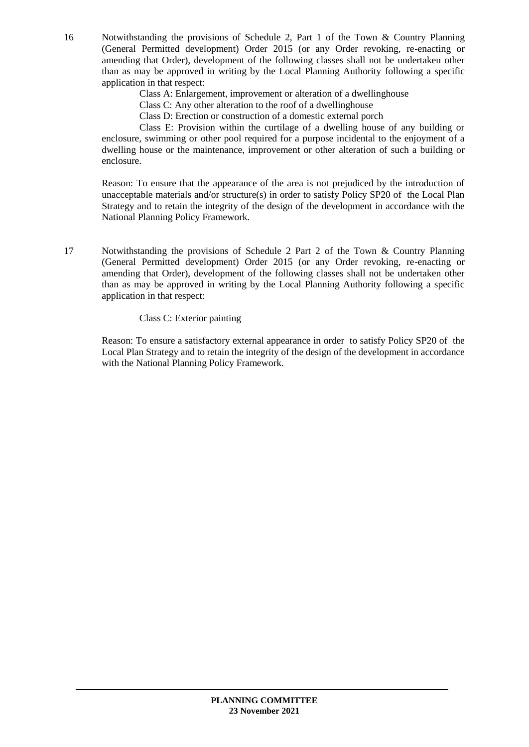16 Notwithstanding the provisions of Schedule 2, Part 1 of the Town & Country Planning (General Permitted development) Order 2015 (or any Order revoking, re-enacting or amending that Order), development of the following classes shall not be undertaken other than as may be approved in writing by the Local Planning Authority following a specific application in that respect:

Class A: Enlargement, improvement or alteration of a dwellinghouse

Class C: Any other alteration to the roof of a dwellinghouse

Class D: Erection or construction of a domestic external porch

Class E: Provision within the curtilage of a dwelling house of any building or enclosure, swimming or other pool required for a purpose incidental to the enjoyment of a dwelling house or the maintenance, improvement or other alteration of such a building or enclosure.

Reason: To ensure that the appearance of the area is not prejudiced by the introduction of unacceptable materials and/or structure(s) in order to satisfy Policy SP20 of the Local Plan Strategy and to retain the integrity of the design of the development in accordance with the National Planning Policy Framework.

17 Notwithstanding the provisions of Schedule 2 Part 2 of the Town & Country Planning (General Permitted development) Order 2015 (or any Order revoking, re-enacting or amending that Order), development of the following classes shall not be undertaken other than as may be approved in writing by the Local Planning Authority following a specific application in that respect:

Class C: Exterior painting

Reason: To ensure a satisfactory external appearance in order to satisfy Policy SP20 of the Local Plan Strategy and to retain the integrity of the design of the development in accordance with the National Planning Policy Framework.